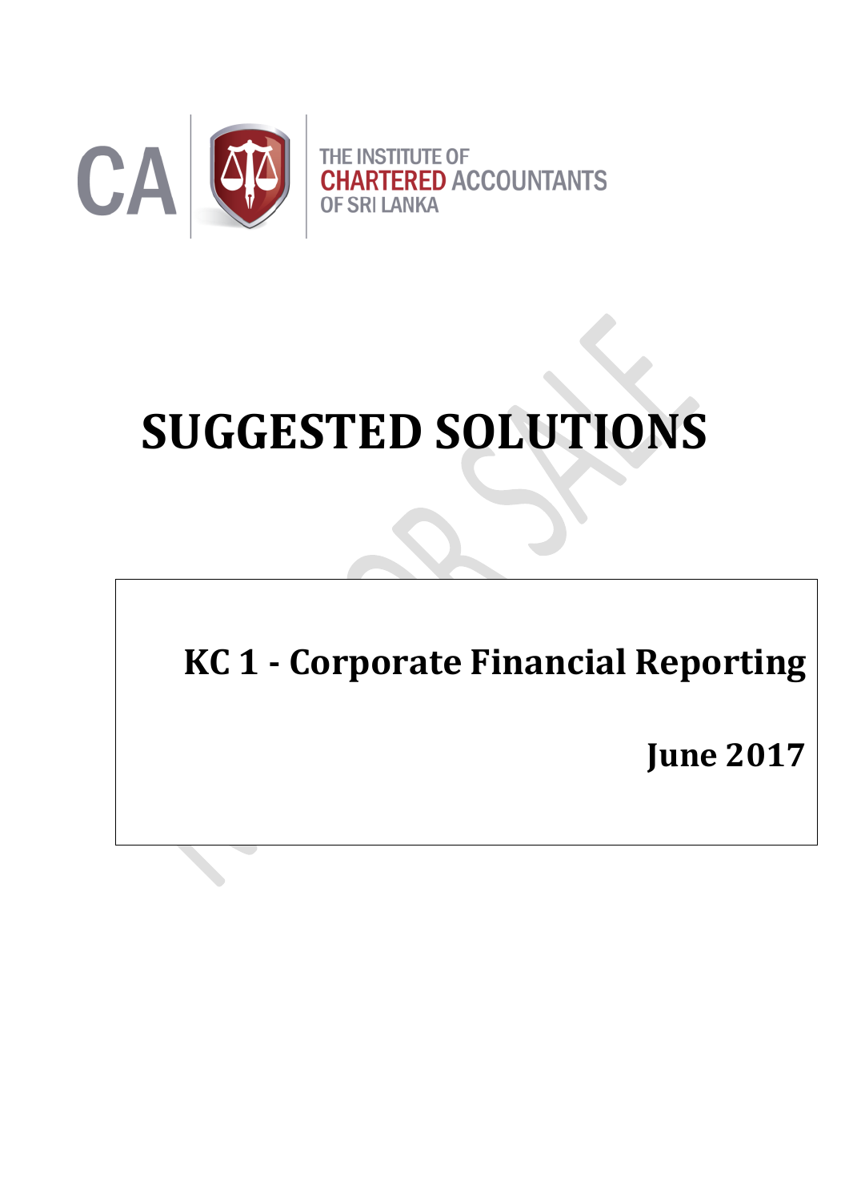CA | THE INSTITUTE OF CHARTERED ACCOUNTANTS OF SRI LANKA

# SUGGESTED SOLUTIONS

## KC 1 - Corporate Financial Reporting

**June 2017**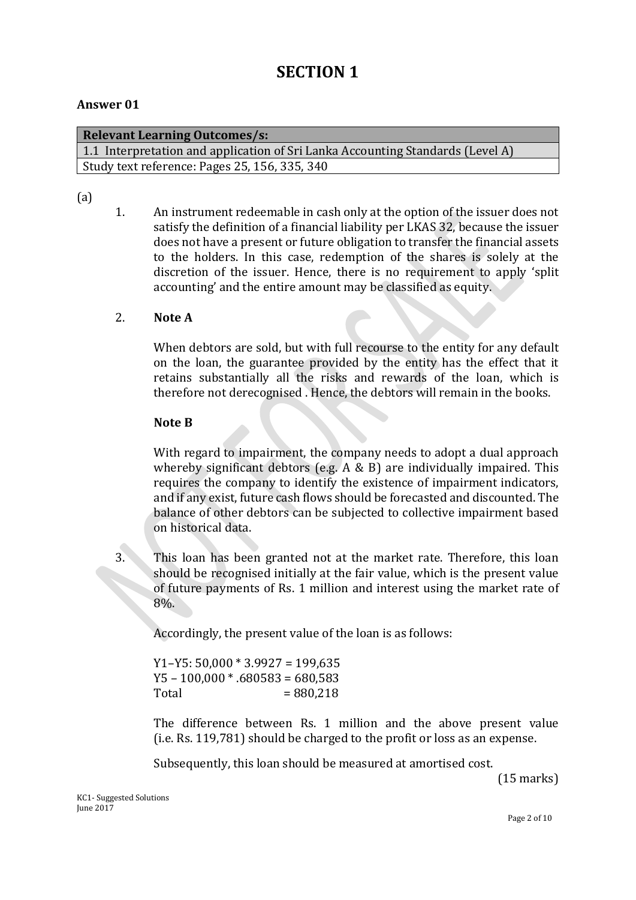# SECTION 1

### Answer 01

| Relevant Learning Outcomes/s: |
| --- |
| 1.1 Interpretation and application of Sri Lanka Accounting Standards (Level A) |
| Study text reference: Pages 25, 156, 335, 340 |

(a)

1. An instrument redeemable in cash only at the option of the issuer does not satisfy the definition of a financial liability per LKAS 32, because the issuer does not have a present or future obligation to transfer the financial assets to the holders. In this case, redemption of the shares is solely at the discretion of the issuer. Hence, there is no requirement to apply 'split accounting' and the entire amount may be classified as equity.

2. **Note A**

   When debtors are sold, but with full recourse to the entity for any default on the loan, the guarantee provided by the entity has the effect that it retains substantially all the risks and rewards of the loan, which is therefore not derecognised . Hence, the debtors will remain in the books.

   **Note B**

   With regard to impairment, the company needs to adopt a dual approach whereby significant debtors (e.g. A & B) are individually impaired. This requires the company to identify the existence of impairment indicators, and if any exist, future cash flows should be forecasted and discounted. The balance of other debtors can be subjected to collective impairment based on historical data.

3. This loan has been granted not at the market rate. Therefore, this loan should be recognised initially at the fair value, which is the present value of future payments of Rs. 1 million and interest using the market rate of 8%.

   Accordingly, the present value of the loan is as follows:

   Y1–Y5: 50,000 * 3.9927 = 199,635
   Y5 – 100,000 * .680583 = 680,583
   Total = 880,218

   The difference between Rs. 1 million and the above present value (i.e. Rs. 119,781) should be charged to the profit or loss as an expense.

   Subsequently, this loan should be measured at amortised cost.

(15 marks)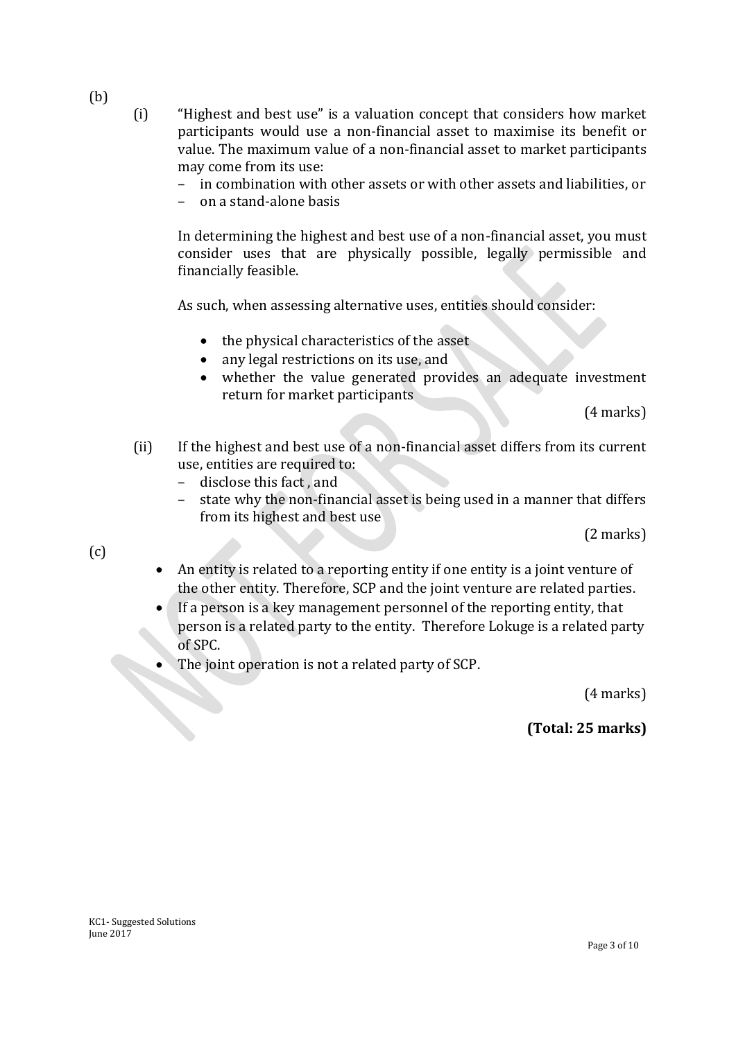(b)

(i) "Highest and best use" is a valuation concept that considers how market participants would use a non-financial asset to maximise its benefit or value. The maximum value of a non-financial asset to market participants may come from its use:

- in combination with other assets or with other assets and liabilities, or
- on a stand-alone basis

In determining the highest and best use of a non-financial asset, you must consider uses that are physically possible, legally permissible and financially feasible.

As such, when assessing alternative uses, entities should consider:

- the physical characteristics of the asset
- any legal restrictions on its use, and
- whether the value generated provides an adequate investment return for market participants

(4 marks)

(ii) If the highest and best use of a non-financial asset differs from its current use, entities are required to:

- disclose this fact , and
- state why the non-financial asset is being used in a manner that differs from its highest and best use

(2 marks)

(c)

- An entity is related to a reporting entity if one entity is a joint venture of the other entity. Therefore, SCP and the joint venture are related parties.
- If a person is a key management personnel of the reporting entity, that person is a related party to the entity. Therefore Lokuge is a related party of SPC.
- The joint operation is not a related party of SCP.

(4 marks)

**(Total: 25 marks)**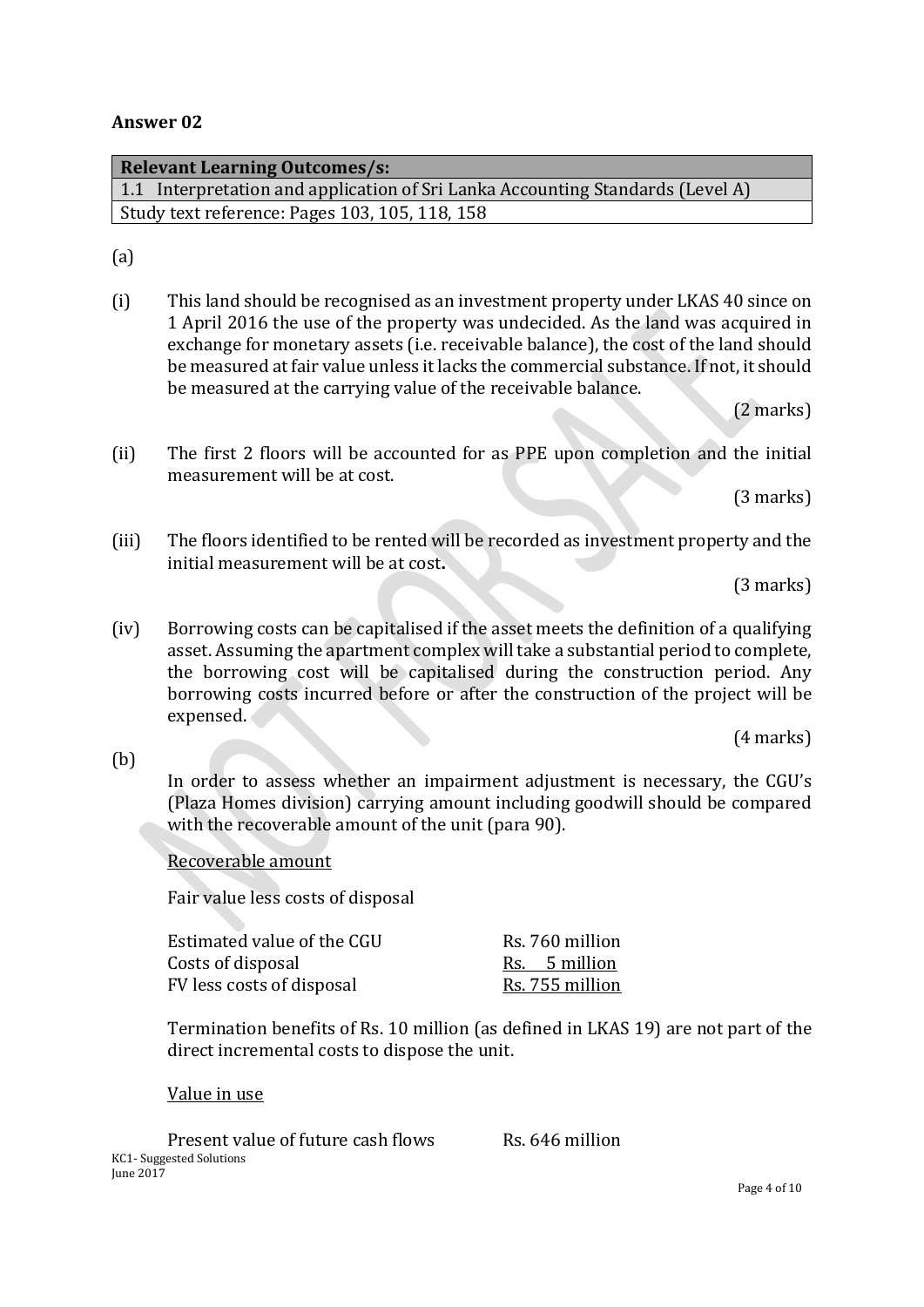## Answer 02

| Relevant Learning Outcomes/s: |
| --- |
| 1.1 Interpretation and application of Sri Lanka Accounting Standards (Level A) |
| Study text reference: Pages 103, 105, 118, 158 |

(a)

(i) This land should be recognised as an investment property under LKAS 40 since on 1 April 2016 the use of the property was undecided. As the land was acquired in exchange for monetary assets (i.e. receivable balance), the cost of the land should be measured at fair value unless it lacks the commercial substance. If not, it should be measured at the carrying value of the receivable balance.

(2 marks)

(ii) The first 2 floors will be accounted for as PPE upon completion and the initial measurement will be at cost.

(3 marks)

(iii) The floors identified to be rented will be recorded as investment property and the initial measurement will be at cost**.**

(3 marks)

(iv) Borrowing costs can be capitalised if the asset meets the definition of a qualifying asset. Assuming the apartment complex will take a substantial period to complete, the borrowing cost will be capitalised during the construction period. Any borrowing costs incurred before or after the construction of the project will be expensed.

(4 marks)

(b)

In order to assess whether an impairment adjustment is necessary, the CGU's (Plaza Homes division) carrying amount including goodwill should be compared with the recoverable amount of the unit (para 90).

<u>Recoverable amount</u>

Fair value less costs of disposal

| | |
| --- | --- |
| Estimated value of the CGU | Rs. 760 million |
| Costs of disposal | Rs. 5 million |
| FV less costs of disposal | Rs. 755 million |

Termination benefits of Rs. 10 million (as defined in LKAS 19) are not part of the direct incremental costs to dispose the unit.

<u>Value in use</u>

| | |
| --- | --- |
| Present value of future cash flows | Rs. 646 million |

KC1- Suggested Solutions
June 2017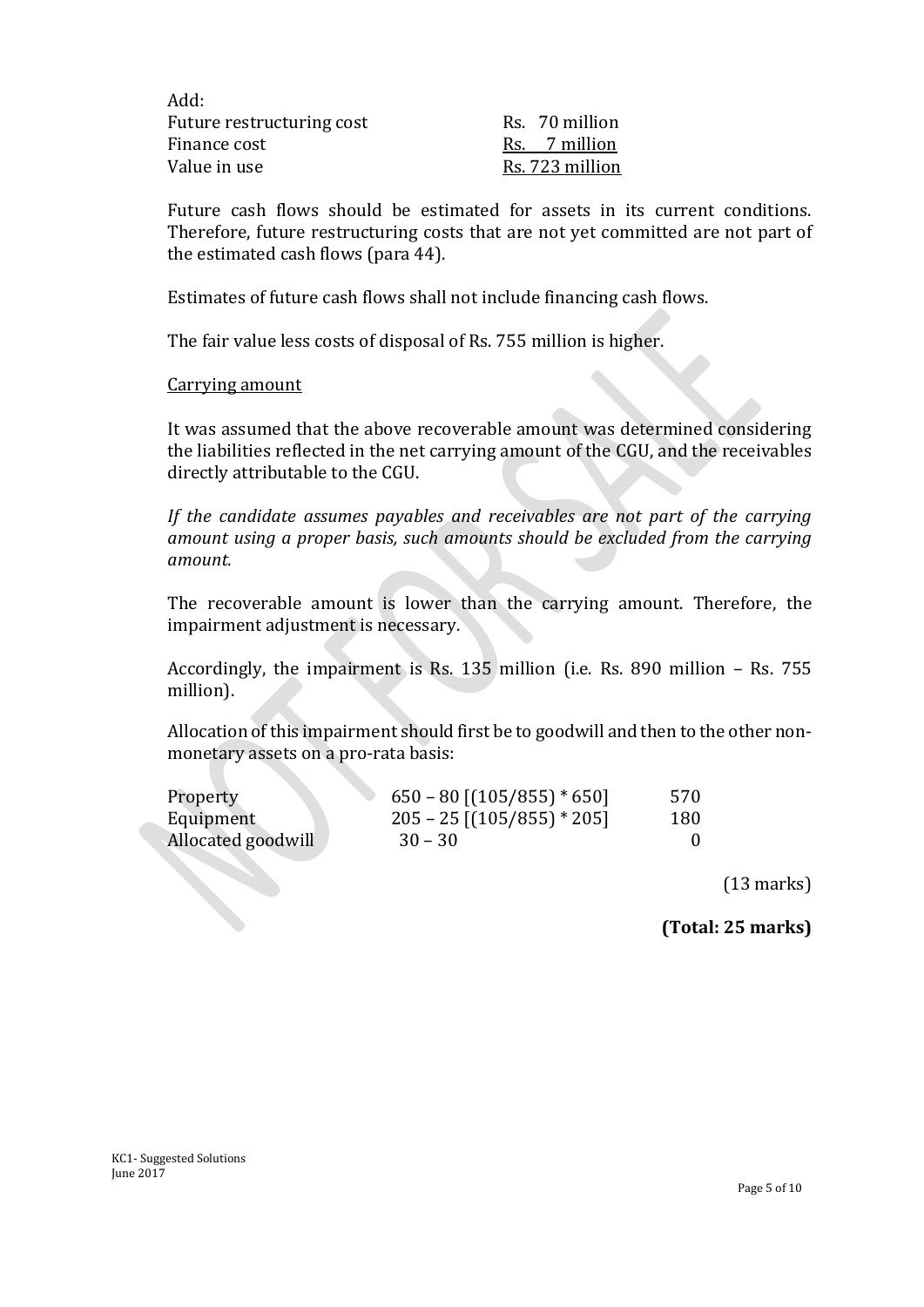Add:

| | |
|---|---|
| Future restructuring cost | Rs. 70 million |
| Finance cost | Rs. 7 million |
| Value in use | Rs. 723 million |

Future cash flows should be estimated for assets in its current conditions. Therefore, future restructuring costs that are not yet committed are not part of the estimated cash flows (para 44).

Estimates of future cash flows shall not include financing cash flows.

The fair value less costs of disposal of Rs. 755 million is higher.

<u>Carrying amount</u>

It was assumed that the above recoverable amount was determined considering the liabilities reflected in the net carrying amount of the CGU, and the receivables directly attributable to the CGU.

*If the candidate assumes payables and receivables are not part of the carrying amount using a proper basis, such amounts should be excluded from the carrying amount.*

The recoverable amount is lower than the carrying amount. Therefore, the impairment adjustment is necessary.

Accordingly, the impairment is Rs. 135 million (i.e. Rs. 890 million – Rs. 755 million).

Allocation of this impairment should first be to goodwill and then to the other non-monetary assets on a pro-rata basis:

| | | |
|---|---|---|
| Property | 650 – 80 [(105/855) * 650] | 570 |
| Equipment | 205 – 25 [(105/855) * 205] | 180 |
| Allocated goodwill | 30 – 30 | 0 |

(13 marks)

**(Total: 25 marks)**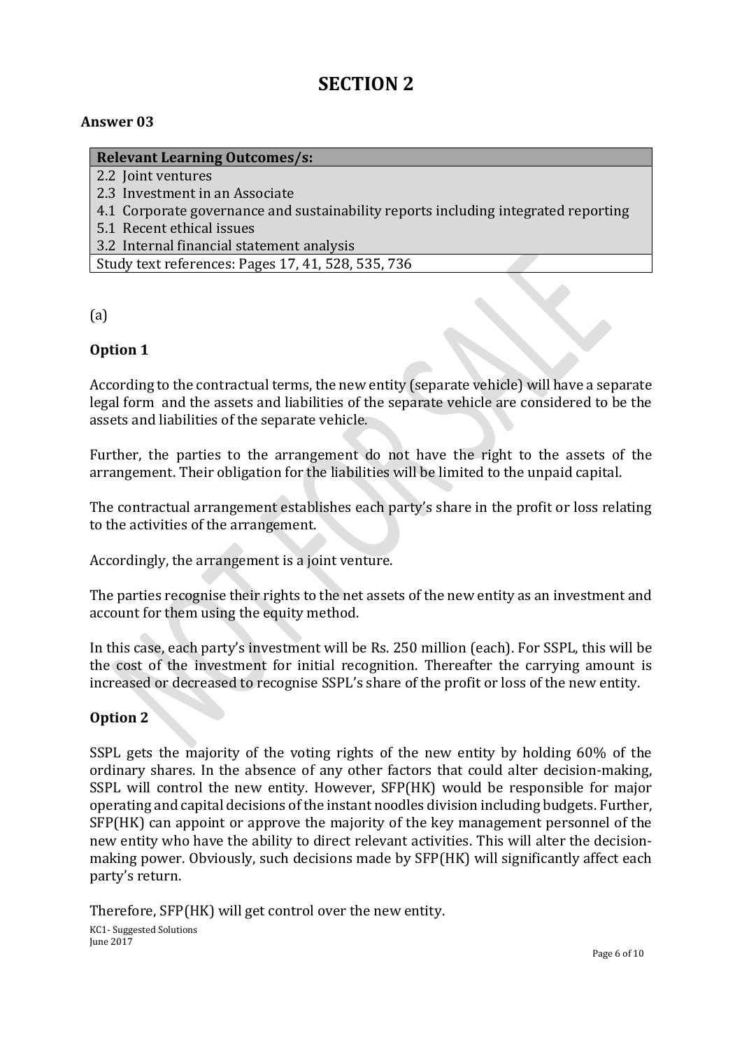# SECTION 2

**Answer 03**

| **Relevant Learning Outcomes/s:** |
|---|
| 2.2 Joint ventures |
| 2.3 Investment in an Associate |
| 4.1 Corporate governance and sustainability reports including integrated reporting |
| 5.1 Recent ethical issues |
| 3.2 Internal financial statement analysis |
| Study text references: Pages 17, 41, 528, 535, 736 |

(a)

**Option 1**

According to the contractual terms, the new entity (separate vehicle) will have a separate legal form and the assets and liabilities of the separate vehicle are considered to be the assets and liabilities of the separate vehicle.

Further, the parties to the arrangement do not have the right to the assets of the arrangement. Their obligation for the liabilities will be limited to the unpaid capital.

The contractual arrangement establishes each party's share in the profit or loss relating to the activities of the arrangement.

Accordingly, the arrangement is a joint venture.

The parties recognise their rights to the net assets of the new entity as an investment and account for them using the equity method.

In this case, each party's investment will be Rs. 250 million (each). For SSPL, this will be the cost of the investment for initial recognition. Thereafter the carrying amount is increased or decreased to recognise SSPL's share of the profit or loss of the new entity.

**Option 2**

SSPL gets the majority of the voting rights of the new entity by holding 60% of the ordinary shares. In the absence of any other factors that could alter decision-making, SSPL will control the new entity. However, SFP(HK) would be responsible for major operating and capital decisions of the instant noodles division including budgets. Further, SFP(HK) can appoint or approve the majority of the key management personnel of the new entity who have the ability to direct relevant activities. This will alter the decision-making power. Obviously, such decisions made by SFP(HK) will significantly affect each party's return.

Therefore, SFP(HK) will get control over the new entity.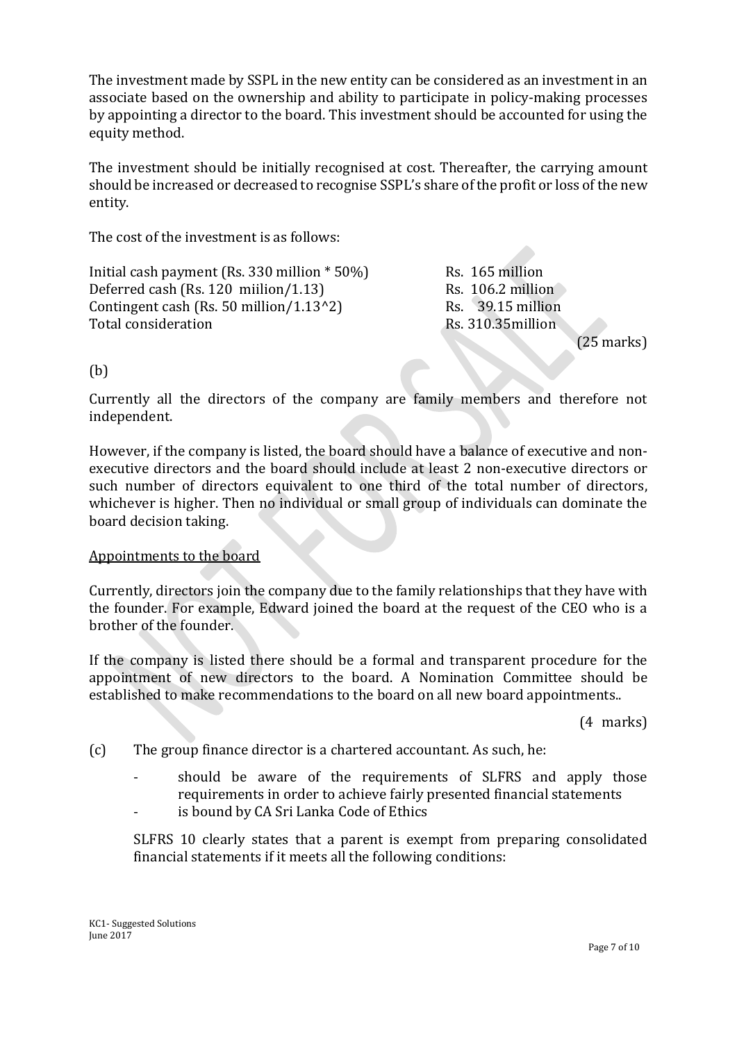The investment made by SSPL in the new entity can be considered as an investment in an associate based on the ownership and ability to participate in policy-making processes by appointing a director to the board. This investment should be accounted for using the equity method.

The investment should be initially recognised at cost. Thereafter, the carrying amount should be increased or decreased to recognise SSPL's share of the profit or loss of the new entity.

The cost of the investment is as follows:

| | |
|---|---|
| Initial cash payment (Rs. 330 million * 50%) | Rs. 165 million |
| Deferred cash (Rs. 120 miilion/1.13) | Rs. 106.2 million |
| Contingent cash (Rs. 50 million/1.13^2) | Rs. 39.15 million |
| Total consideration | Rs. 310.35million |

(25 marks)

(b)

Currently all the directors of the company are family members and therefore not independent.

However, if the company is listed, the board should have a balance of executive and non-executive directors and the board should include at least 2 non-executive directors or such number of directors equivalent to one third of the total number of directors, whichever is higher. Then no individual or small group of individuals can dominate the board decision taking.

<u>Appointments to the board</u>

Currently, directors join the company due to the family relationships that they have with the founder. For example, Edward joined the board at the request of the CEO who is a brother of the founder.

If the company is listed there should be a formal and transparent procedure for the appointment of new directors to the board. A Nomination Committee should be established to make recommendations to the board on all new board appointments..

(4 marks)

(c) The group finance director is a chartered accountant. As such, he:

- should be aware of the requirements of SLFRS and apply those requirements in order to achieve fairly presented financial statements
- is bound by CA Sri Lanka Code of Ethics

SLFRS 10 clearly states that a parent is exempt from preparing consolidated financial statements if it meets all the following conditions: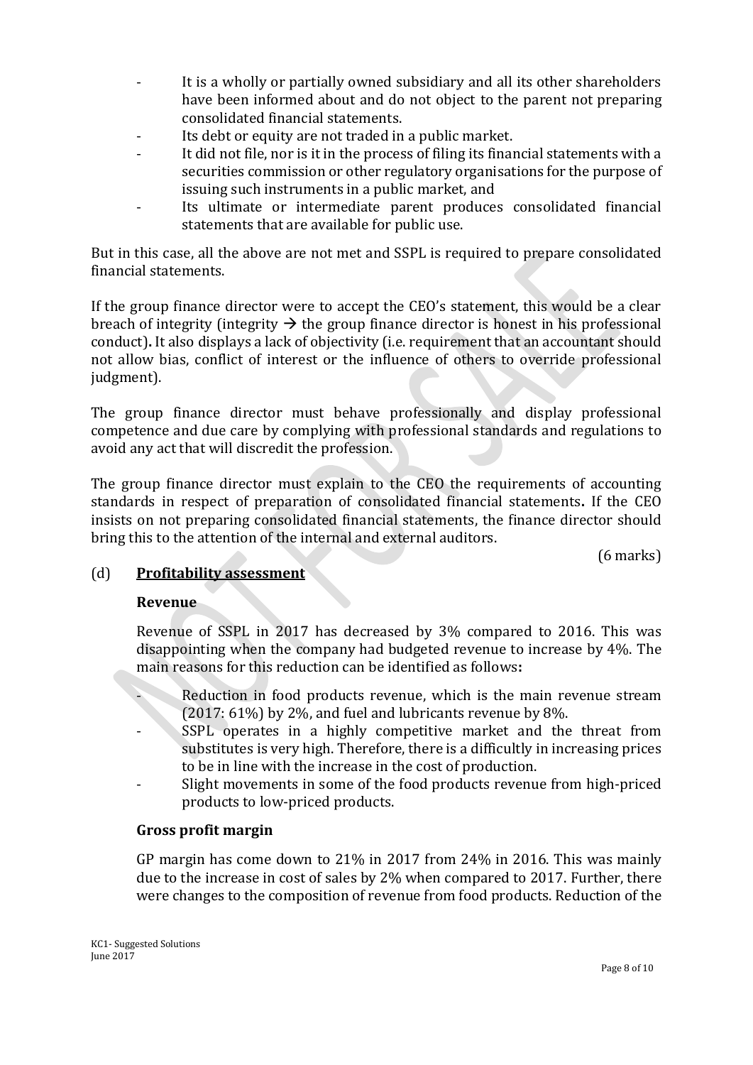- It is a wholly or partially owned subsidiary and all its other shareholders have been informed about and do not object to the parent not preparing consolidated financial statements.
- Its debt or equity are not traded in a public market.
- It did not file, nor is it in the process of filing its financial statements with a securities commission or other regulatory organisations for the purpose of issuing such instruments in a public market, and
- Its ultimate or intermediate parent produces consolidated financial statements that are available for public use.

But in this case, all the above are not met and SSPL is required to prepare consolidated financial statements.

If the group finance director were to accept the CEO's statement, this would be a clear breach of integrity (integrity → the group finance director is honest in his professional conduct). It also displays a lack of objectivity (i.e. requirement that an accountant should not allow bias, conflict of interest or the influence of others to override professional judgment).

The group finance director must behave professionally and display professional competence and due care by complying with professional standards and regulations to avoid any act that will discredit the profession.

The group finance director must explain to the CEO the requirements of accounting standards in respect of preparation of consolidated financial statements. If the CEO insists on not preparing consolidated financial statements, the finance director should bring this to the attention of the internal and external auditors.

(6 marks)

(d) **Profitability assessment**

**Revenue**

Revenue of SSPL in 2017 has decreased by 3% compared to 2016. This was disappointing when the company had budgeted revenue to increase by 4%. The main reasons for this reduction can be identified as follows:

- Reduction in food products revenue, which is the main revenue stream (2017: 61%) by 2%, and fuel and lubricants revenue by 8%.
- SSPL operates in a highly competitive market and the threat from substitutes is very high. Therefore, there is a difficultly in increasing prices to be in line with the increase in the cost of production.
- Slight movements in some of the food products revenue from high-priced products to low-priced products.

**Gross profit margin**

GP margin has come down to 21% in 2017 from 24% in 2016. This was mainly due to the increase in cost of sales by 2% when compared to 2017. Further, there were changes to the composition of revenue from food products. Reduction of the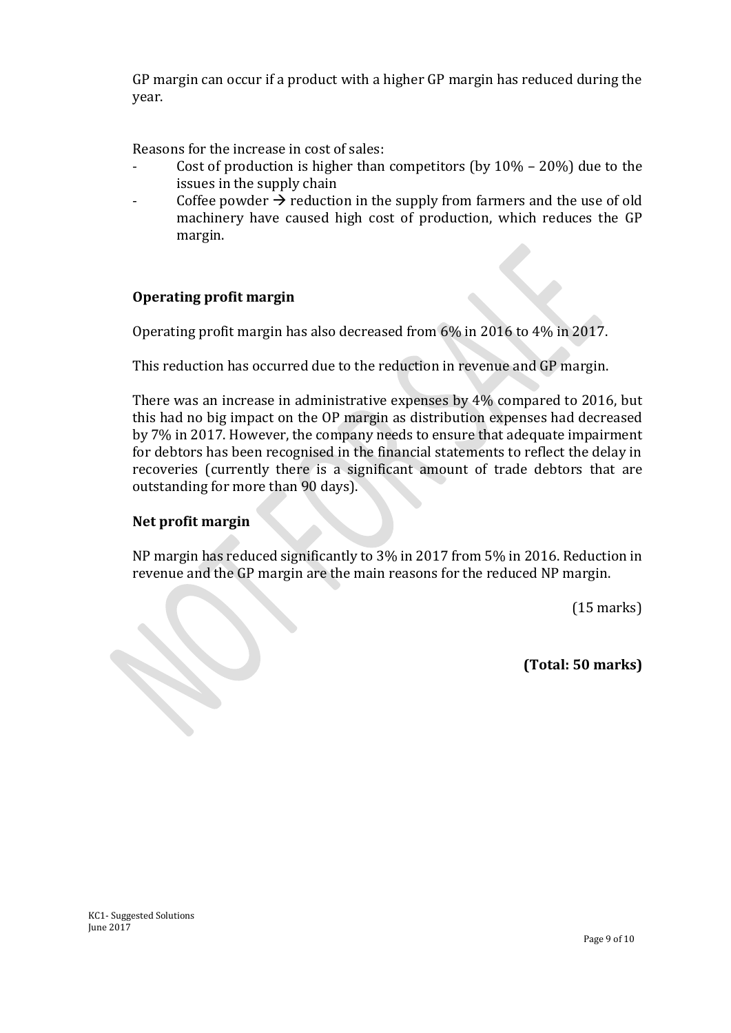GP margin can occur if a product with a higher GP margin has reduced during the year.

Reasons for the increase in cost of sales:

- Cost of production is higher than competitors (by 10% – 20%) due to the issues in the supply chain
- Coffee powder → reduction in the supply from farmers and the use of old machinery have caused high cost of production, which reduces the GP margin.

**Operating profit margin**

Operating profit margin has also decreased from 6% in 2016 to 4% in 2017.

This reduction has occurred due to the reduction in revenue and GP margin.

There was an increase in administrative expenses by 4% compared to 2016, but this had no big impact on the OP margin as distribution expenses had decreased by 7% in 2017. However, the company needs to ensure that adequate impairment for debtors has been recognised in the financial statements to reflect the delay in recoveries (currently there is a significant amount of trade debtors that are outstanding for more than 90 days).

**Net profit margin**

NP margin has reduced significantly to 3% in 2017 from 5% in 2016. Reduction in revenue and the GP margin are the main reasons for the reduced NP margin.

(15 marks)

**(Total: 50 marks)**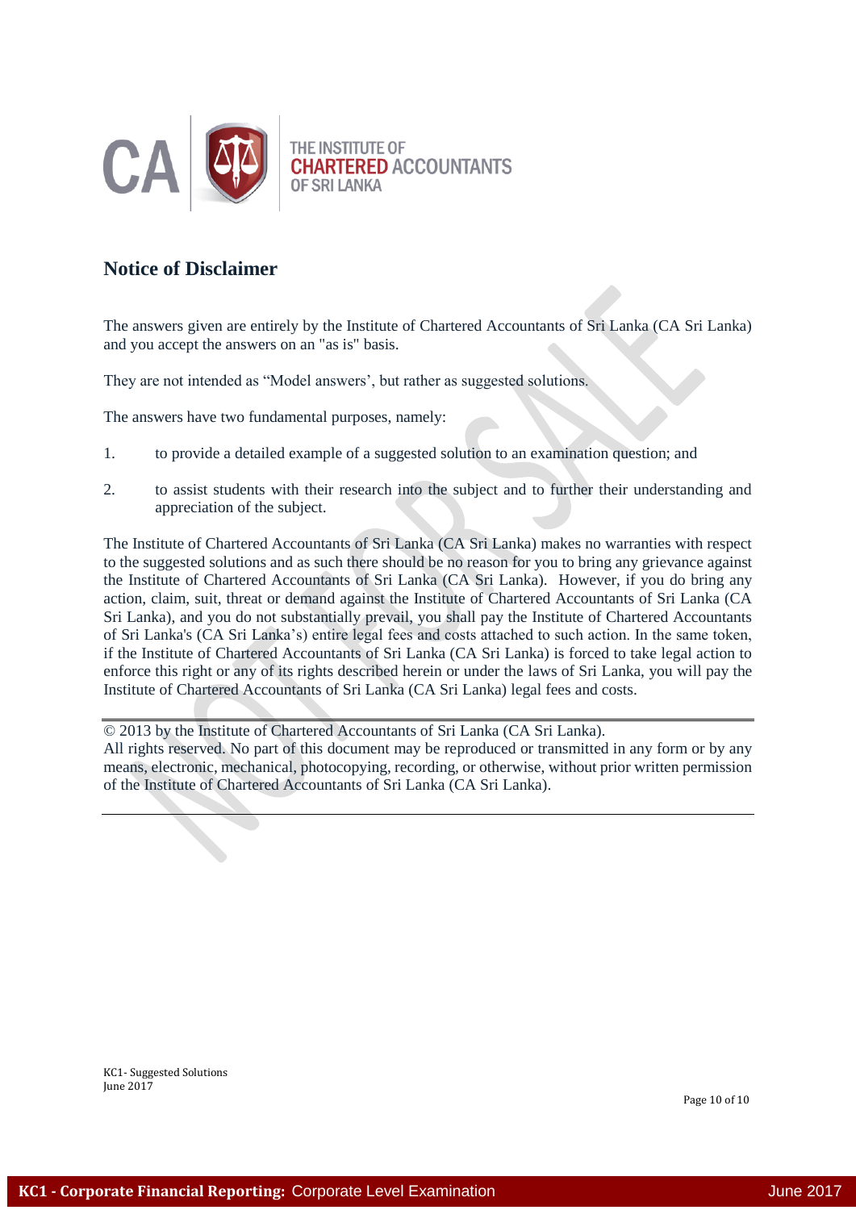THE INSTITUTE OF
**CHARTERED** ACCOUNTANTS
OF SRI LANKA

## Notice of Disclaimer

The answers given are entirely by the Institute of Chartered Accountants of Sri Lanka (CA Sri Lanka) and you accept the answers on an "as is" basis.

They are not intended as "Model answers', but rather as suggested solutions.

The answers have two fundamental purposes, namely:

1. to provide a detailed example of a suggested solution to an examination question; and
2. to assist students with their research into the subject and to further their understanding and appreciation of the subject.

The Institute of Chartered Accountants of Sri Lanka (CA Sri Lanka) makes no warranties with respect to the suggested solutions and as such there should be no reason for you to bring any grievance against the Institute of Chartered Accountants of Sri Lanka (CA Sri Lanka). However, if you do bring any action, claim, suit, threat or demand against the Institute of Chartered Accountants of Sri Lanka (CA Sri Lanka), and you do not substantially prevail, you shall pay the Institute of Chartered Accountants of Sri Lanka's (CA Sri Lanka's) entire legal fees and costs attached to such action. In the same token, if the Institute of Chartered Accountants of Sri Lanka (CA Sri Lanka) is forced to take legal action to enforce this right or any of its rights described herein or under the laws of Sri Lanka, you will pay the Institute of Chartered Accountants of Sri Lanka (CA Sri Lanka) legal fees and costs.

---

© 2013 by the Institute of Chartered Accountants of Sri Lanka (CA Sri Lanka).
All rights reserved. No part of this document may be reproduced or transmitted in any form or by any means, electronic, mechanical, photocopying, recording, or otherwise, without prior written permission of the Institute of Chartered Accountants of Sri Lanka (CA Sri Lanka).

---